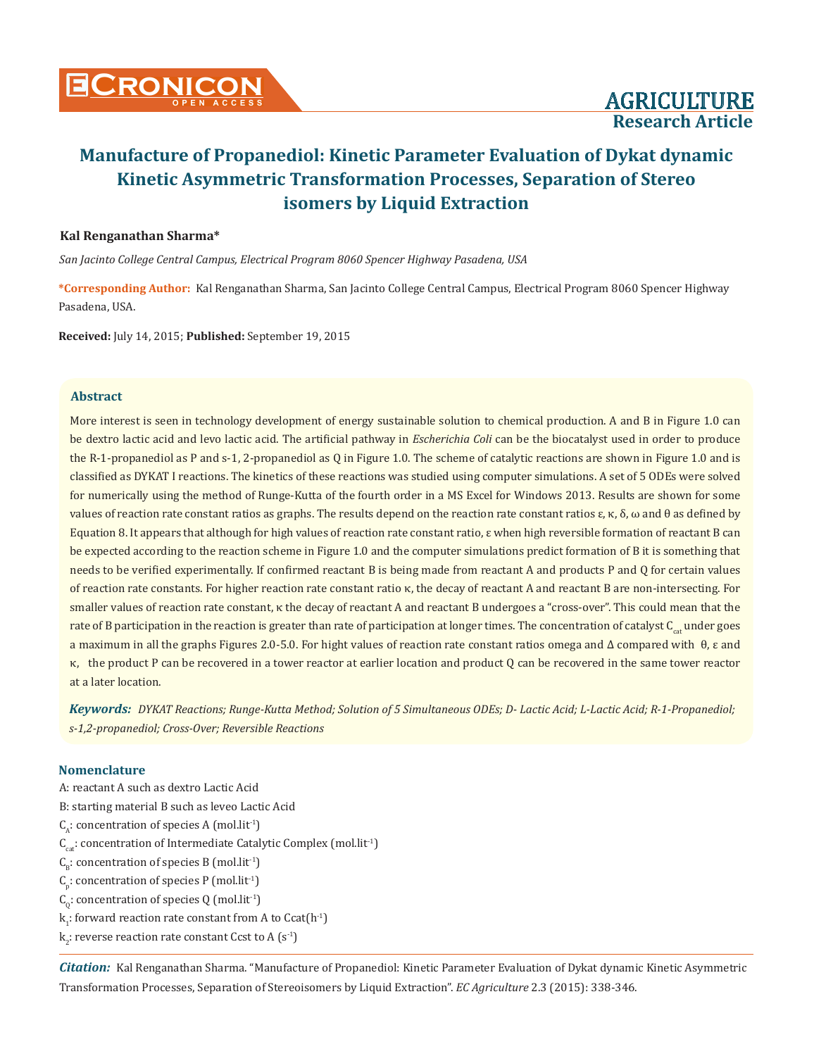AGRICULTURE
Research Article

# Manufacture of Propanediol: Kinetic Parameter Evaluation of Dykat dynamic Kinetic Asymmetric Transformation Processes, Separation of Stereo isomers by Liquid Extraction

**Kal Renganathan Sharma***

*San Jacinto College Central Campus, Electrical Program 8060 Spencer Highway Pasadena, USA*

**\*Corresponding Author:** Kal Renganathan Sharma, San Jacinto College Central Campus, Electrical Program 8060 Spencer Highway Pasadena, USA.

**Received:** July 14, 2015; **Published:** September 19, 2015

## Abstract

More interest is seen in technology development of energy sustainable solution to chemical production. A and B in Figure 1.0 can be dextro lactic acid and levo lactic acid. The artificial pathway in *Escherichia Coli* can be the biocatalyst used in order to produce the R-1-propanediol as P and s-1, 2-propanediol as Q in Figure 1.0. The scheme of catalytic reactions are shown in Figure 1.0 and is classified as DYKAT I reactions. The kinetics of these reactions was studied using computer simulations. A set of 5 ODEs were solved for numerically using the method of Runge-Kutta of the fourth order in a MS Excel for Windows 2013. Results are shown for some values of reaction rate constant ratios as graphs. The results depend on the reaction rate constant ratios ε, κ, δ, ω and θ as defined by Equation 8. It appears that although for high values of reaction rate constant ratio, ε when high reversible formation of reactant B can be expected according to the reaction scheme in Figure 1.0 and the computer simulations predict formation of B it is something that needs to be verified experimentally. If confirmed reactant B is being made from reactant A and products P and Q for certain values of reaction rate constants. For higher reaction rate constant ratio κ, the decay of reactant A and reactant B are non-intersecting. For smaller values of reaction rate constant, κ the decay of reactant A and reactant B undergoes a "cross-over". This could mean that the rate of B participation in the reaction is greater than rate of participation at longer times. The concentration of catalyst $C_{cat}$ under goes a maximum in all the graphs Figures 2.0-5.0. For hight values of reaction rate constant ratios omega and Δ compared with θ, ε and κ, the product P can be recovered in a tower reactor at earlier location and product Q can be recovered in the same tower reactor at a later location.

***Keywords:*** *DYKAT Reactions; Runge-Kutta Method; Solution of 5 Simultaneous ODEs; D- Lactic Acid; L-Lactic Acid; R-1-Propanediol; s-1,2-propanediol; Cross-Over; Reversible Reactions*

## Nomenclature

A: reactant A such as dextro Lactic Acid

B: starting material B such as leveo Lactic Acid

$C_A$: concentration of species A (mol.lit$^{-1}$)

$C_{cat}$: concentration of Intermediate Catalytic Complex (mol.lit$^{-1}$)

$C_B$: concentration of species B (mol.lit$^{-1}$)

$C_p$: concentration of species P (mol.lit$^{-1}$)

$C_Q$: concentration of species Q (mol.lit$^{-1}$)

$k_1$: forward reaction rate constant from A to Ccat(h$^{-1}$)

$k_2$: reverse reaction rate constant Ccst to A (s$^{-1}$)

***Citation:*** Kal Renganathan Sharma. "Manufacture of Propanediol: Kinetic Parameter Evaluation of Dykat dynamic Kinetic Asymmetric Transformation Processes, Separation of Stereoisomers by Liquid Extraction". *EC Agriculture* 2.3 (2015): 338-346.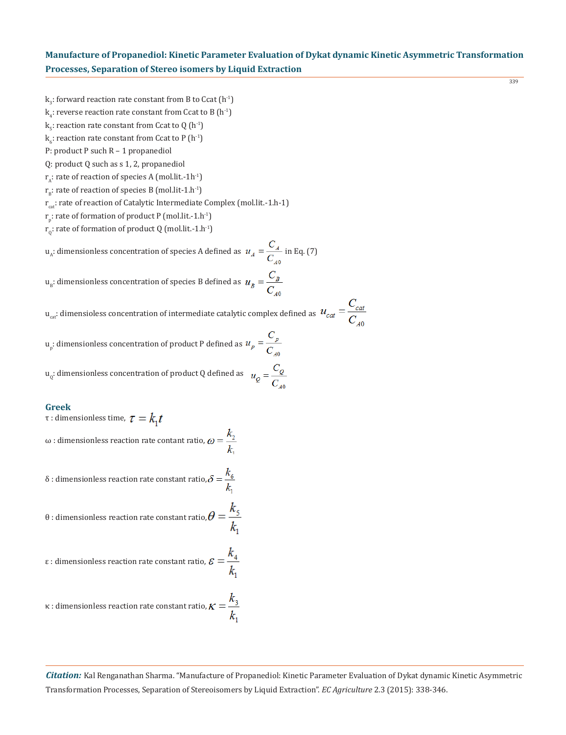$k_3$: forward reaction rate constant from B to Ccat ($h^{-1}$)

$k_4$: reverse reaction rate constant from Ccat to B ($h^{-1}$)

$k_5$: reaction rate constant from Ccat to Q ($h^{-1}$)

$k_6$: reaction rate constant from Ccat to P ($h^{-1}$)

P: product P such R – 1 propanediol

Q: product Q such as s 1, 2, propanediol

$r_A$: rate of reaction of species A (mol.lit.-1h$^{-1}$)

$r_B$: rate of reaction of species B (mol.lit-1.h$^{-1}$)

$r_{cat}$: rate of reaction of Catalytic Intermediate Complex (mol.lit.-1.h-1)

$r_p$: rate of formation of product P (mol.lit.-1.h$^{-1}$)

$r_Q$: rate of formation of product Q (mol.lit.-1.h$^{-1}$)

$u_A$: dimensionless concentration of species A defined as $u_A = \dfrac{C_A}{C_{A0}}$ in Eq. (7)

$u_B$: dimensionless concentration of species B defined as $u_B = \dfrac{C_B}{C_{A0}}$

$u_{cat}$: dimensioless concentration of intermediate catalytic complex defined as $u_{cat} = \dfrac{C_{cat}}{C_{A0}}$

$u_p$: dimensionless concentration of product P defined as $u_p = \dfrac{C_p}{C_{A0}}$

$u_Q$: dimensionless concentration of product Q defined as $u_Q = \dfrac{C_Q}{C_{A0}}$

### Greek

τ : dimensionless time, $\tau = k_1 t$

ω : dimensionless reaction rate contant ratio, $\omega = \dfrac{k_2}{k_1}$

δ : dimensionless reaction rate constant ratio, $\delta = \dfrac{k_6}{k_1}$

θ : dimensionless reaction rate constant ratio, $\theta = \dfrac{k_5}{k_1}$

ε : dimensionless reaction rate constant ratio, $\varepsilon = \dfrac{k_4}{k_1}$

κ : dimensionless reaction rate constant ratio, $\kappa = \dfrac{k_3}{k_1}$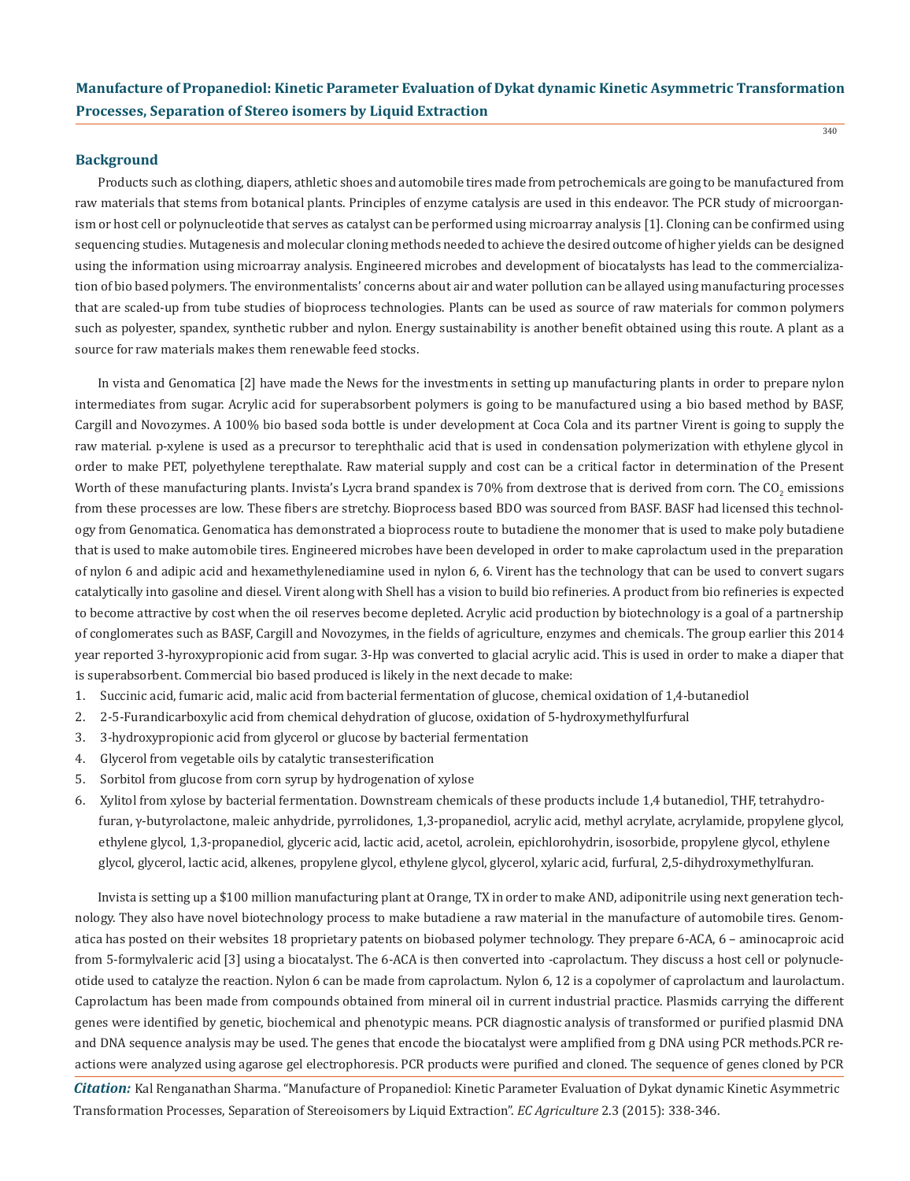## Background

Products such as clothing, diapers, athletic shoes and automobile tires made from petrochemicals are going to be manufactured from raw materials that stems from botanical plants. Principles of enzyme catalysis are used in this endeavor. The PCR study of microorganism or host cell or polynucleotide that serves as catalyst can be performed using microarray analysis [1]. Cloning can be confirmed using sequencing studies. Mutagenesis and molecular cloning methods needed to achieve the desired outcome of higher yields can be designed using the information using microarray analysis. Engineered microbes and development of biocatalysts has lead to the commercialization of bio based polymers. The environmentalists' concerns about air and water pollution can be allayed using manufacturing processes that are scaled-up from tube studies of bioprocess technologies. Plants can be used as source of raw materials for common polymers such as polyester, spandex, synthetic rubber and nylon. Energy sustainability is another benefit obtained using this route. A plant as a source for raw materials makes them renewable feed stocks.

In vista and Genomatica [2] have made the News for the investments in setting up manufacturing plants in order to prepare nylon intermediates from sugar. Acrylic acid for superabsorbent polymers is going to be manufactured using a bio based method by BASF, Cargill and Novozymes. A 100% bio based soda bottle is under development at Coca Cola and its partner Virent is going to supply the raw material. p-xylene is used as a precursor to terephthalic acid that is used in condensation polymerization with ethylene glycol in order to make PET, polyethylene terepthalate. Raw material supply and cost can be a critical factor in determination of the Present Worth of these manufacturing plants. Invista's Lycra brand spandex is 70% from dextrose that is derived from corn. The $CO_2$ emissions from these processes are low. These fibers are stretchy. Bioprocess based BDO was sourced from BASF. BASF had licensed this technology from Genomatica. Genomatica has demonstrated a bioprocess route to butadiene the monomer that is used to make poly butadiene that is used to make automobile tires. Engineered microbes have been developed in order to make caprolactum used in the preparation of nylon 6 and adipic acid and hexamethylenediamine used in nylon 6, 6. Virent has the technology that can be used to convert sugars catalytically into gasoline and diesel. Virent along with Shell has a vision to build bio refineries. A product from bio refineries is expected to become attractive by cost when the oil reserves become depleted. Acrylic acid production by biotechnology is a goal of a partnership of conglomerates such as BASF, Cargill and Novozymes, in the fields of agriculture, enzymes and chemicals. The group earlier this 2014 year reported 3-hyroxypropionic acid from sugar. 3-Hp was converted to glacial acrylic acid. This is used in order to make a diaper that is superabsorbent. Commercial bio based produced is likely in the next decade to make:

1. Succinic acid, fumaric acid, malic acid from bacterial fermentation of glucose, chemical oxidation of 1,4-butanediol
2. 2-5-Furandicarboxylic acid from chemical dehydration of glucose, oxidation of 5-hydroxymethylfurfural
3. 3-hydroxypropionic acid from glycerol or glucose by bacterial fermentation
4. Glycerol from vegetable oils by catalytic transesterification
5. Sorbitol from glucose from corn syrup by hydrogenation of xylose
6. Xylitol from xylose by bacterial fermentation. Downstream chemicals of these products include 1,4 butanediol, THF, tetrahydrofuran, γ-butyrolactone, maleic anhydride, pyrrolidones, 1,3-propanediol, acrylic acid, methyl acrylate, acrylamide, propylene glycol, ethylene glycol, 1,3-propanediol, glyceric acid, lactic acid, acetol, acrolein, epichlorohydrin, isosorbide, propylene glycol, ethylene glycol, glycerol, lactic acid, alkenes, propylene glycol, ethylene glycol, glycerol, xylaric acid, furfural, 2,5-dihydroxymethylfuran.

Invista is setting up a $100 million manufacturing plant at Orange, TX in order to make AND, adiponitrile using next generation technology. They also have novel biotechnology process to make butadiene a raw material in the manufacture of automobile tires. Genomatica has posted on their websites 18 proprietary patents on biobased polymer technology. They prepare 6-ACA, 6 – aminocaproic acid from 5-formylvaleric acid [3] using a biocatalyst. The 6-ACA is then converted into -caprolactum. They discuss a host cell or polynucleotide used to catalyze the reaction. Nylon 6 can be made from caprolactum. Nylon 6, 12 is a copolymer of caprolactum and laurolactum. Caprolactum has been made from compounds obtained from mineral oil in current industrial practice. Plasmids carrying the different genes were identified by genetic, biochemical and phenotypic means. PCR diagnostic analysis of transformed or purified plasmid DNA and DNA sequence analysis may be used. The genes that encode the biocatalyst were amplified from g DNA using PCR methods.PCR reactions were analyzed using agarose gel electrophoresis. PCR products were purified and cloned. The sequence of genes cloned by PCR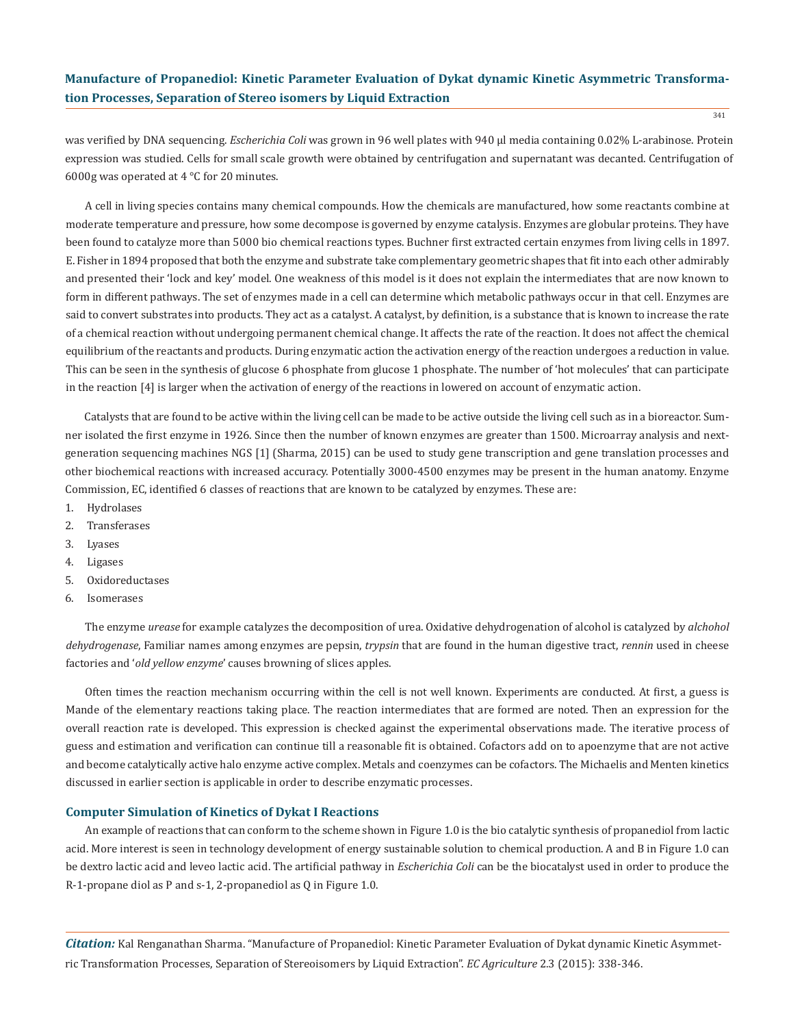was verified by DNA sequencing. *Escherichia Coli* was grown in 96 well plates with 940 μl media containing 0.02% L-arabinose. Protein expression was studied. Cells for small scale growth were obtained by centrifugation and supernatant was decanted. Centrifugation of 6000g was operated at 4 °C for 20 minutes.

A cell in living species contains many chemical compounds. How the chemicals are manufactured, how some reactants combine at moderate temperature and pressure, how some decompose is governed by enzyme catalysis. Enzymes are globular proteins. They have been found to catalyze more than 5000 bio chemical reactions types. Buchner first extracted certain enzymes from living cells in 1897. E. Fisher in 1894 proposed that both the enzyme and substrate take complementary geometric shapes that fit into each other admirably and presented their 'lock and key' model. One weakness of this model is it does not explain the intermediates that are now known to form in different pathways. The set of enzymes made in a cell can determine which metabolic pathways occur in that cell. Enzymes are said to convert substrates into products. They act as a catalyst. A catalyst, by definition, is a substance that is known to increase the rate of a chemical reaction without undergoing permanent chemical change. It affects the rate of the reaction. It does not affect the chemical equilibrium of the reactants and products. During enzymatic action the activation energy of the reaction undergoes a reduction in value. This can be seen in the synthesis of glucose 6 phosphate from glucose 1 phosphate. The number of 'hot molecules' that can participate in the reaction [4] is larger when the activation of energy of the reactions in lowered on account of enzymatic action.

Catalysts that are found to be active within the living cell can be made to be active outside the living cell such as in a bioreactor. Sumner isolated the first enzyme in 1926. Since then the number of known enzymes are greater than 1500. Microarray analysis and next-generation sequencing machines NGS [1] (Sharma, 2015) can be used to study gene transcription and gene translation processes and other biochemical reactions with increased accuracy. Potentially 3000-4500 enzymes may be present in the human anatomy. Enzyme Commission, EC, identified 6 classes of reactions that are known to be catalyzed by enzymes. These are:

1. Hydrolases
2. Transferases
3. Lyases
4. Ligases
5. Oxidoreductases
6. Isomerases

The enzyme *urease* for example catalyzes the decomposition of urea. Oxidative dehydrogenation of alcohol is catalyzed by *alchohol dehydrogenase*, Familiar names among enzymes are pepsin, *trypsin* that are found in the human digestive tract, *rennin* used in cheese factories and '*old yellow enzyme*' causes browning of slices apples.

Often times the reaction mechanism occurring within the cell is not well known. Experiments are conducted. At first, a guess is Mande of the elementary reactions taking place. The reaction intermediates that are formed are noted. Then an expression for the overall reaction rate is developed. This expression is checked against the experimental observations made. The iterative process of guess and estimation and verification can continue till a reasonable fit is obtained. Cofactors add on to apoenzyme that are not active and become catalytically active halo enzyme active complex. Metals and coenzymes can be cofactors. The Michaelis and Menten kinetics discussed in earlier section is applicable in order to describe enzymatic processes.

## Computer Simulation of Kinetics of Dykat I Reactions

An example of reactions that can conform to the scheme shown in Figure 1.0 is the bio catalytic synthesis of propanediol from lactic acid. More interest is seen in technology development of energy sustainable solution to chemical production. A and B in Figure 1.0 can be dextro lactic acid and leveo lactic acid. The artificial pathway in *Escherichia Coli* can be the biocatalyst used in order to produce the R-1-propane diol as P and s-1, 2-propanediol as Q in Figure 1.0.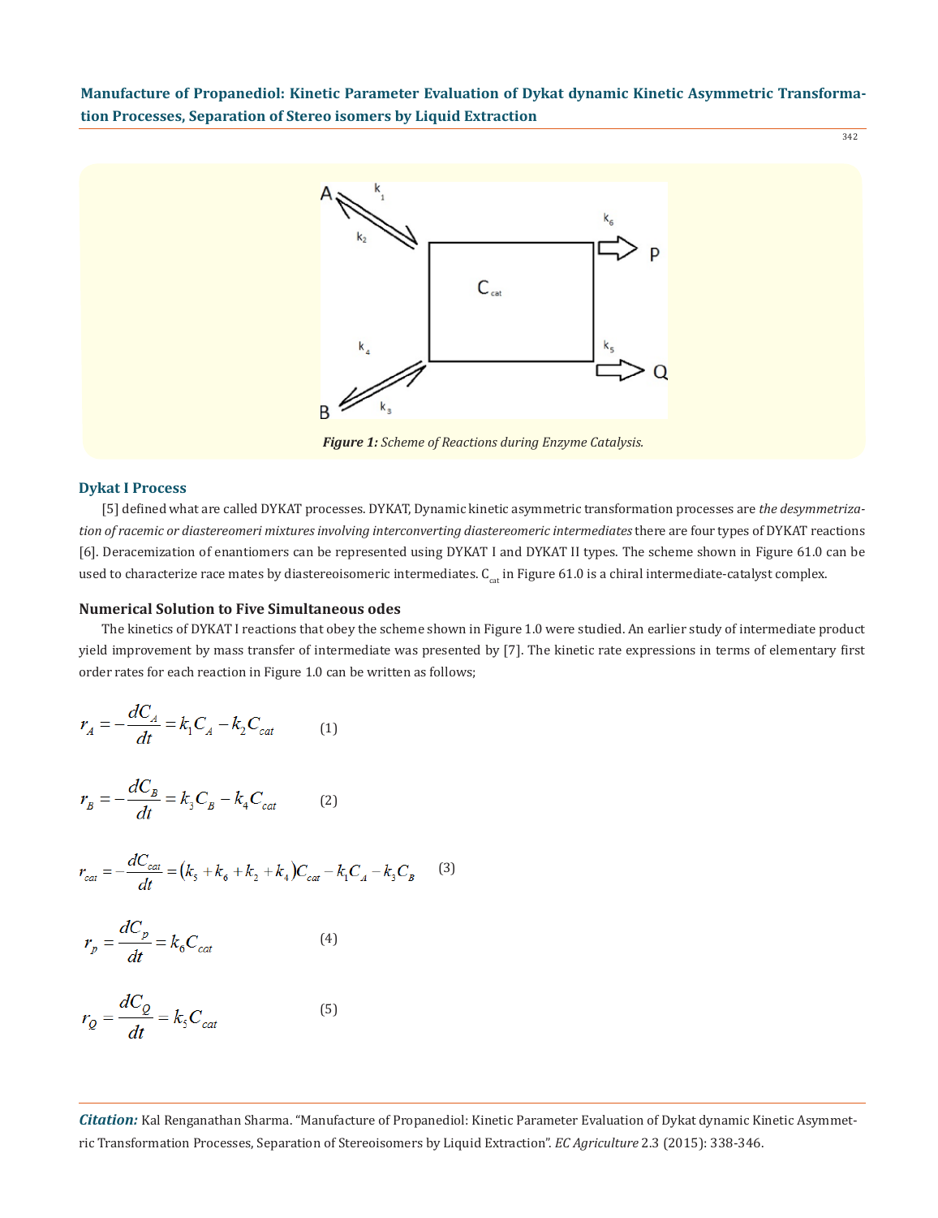Figure 1: Scheme of Reactions during Enzyme Catalysis.

### Dykat I Process

[5] defined what are called DYKAT processes. DYKAT, Dynamic kinetic asymmetric transformation processes are *the desymmetrization of racemic or diastereomeri mixtures involving interconverting diastereomeric intermediates* there are four types of DYKAT reactions [6]. Deracemization of enantiomers can be represented using DYKAT I and DYKAT II types. The scheme shown in Figure 61.0 can be used to characterize race mates by diastereoisomeric intermediates. $C_{cat}$ in Figure 61.0 is a chiral intermediate-catalyst complex.

### Numerical Solution to Five Simultaneous odes

The kinetics of DYKAT I reactions that obey the scheme shown in Figure 1.0 were studied. An earlier study of intermediate product yield improvement by mass transfer of intermediate was presented by [7]. The kinetic rate expressions in terms of elementary first order rates for each reaction in Figure 1.0 can be written as follows;

$$r_A = -\frac{dC_A}{dt} = k_1 C_A - k_2 C_{cat} \qquad (1)$$

$$r_B = -\frac{dC_B}{dt} = k_3 C_B - k_4 C_{cat} \qquad (2)$$

$$r_{cat} = -\frac{dC_{cat}}{dt} = \left(k_5 + k_6 + k_2 + k_4\right) C_{cat} - k_1 C_A - k_3 C_B \qquad (3)$$

$$r_p = \frac{dC_p}{dt} = k_6 C_{cat} \qquad (4)$$

$$r_Q = \frac{dC_Q}{dt} = k_5 C_{cat} \qquad (5)$$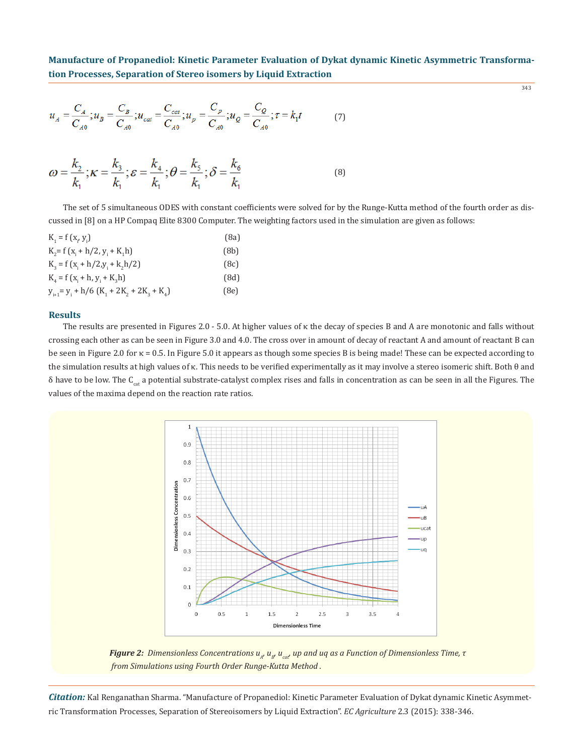$$u_A = \frac{C_A}{C_{A0}}; u_B = \frac{C_B}{C_{A0}}; u_{cat} = \frac{C_{cat}}{C_{A0}}; u_p = \frac{C_p}{C_{A0}}; u_Q = \frac{C_Q}{C_{A0}}; \tau = k_1 t \quad (7)$$

$$\omega = \frac{k_2}{k_1}; \kappa = \frac{k_3}{k_1}; \varepsilon = \frac{k_4}{k_1}; \theta = \frac{k_5}{k_1}; \delta = \frac{k_6}{k_1} \quad (8)$$

The set of 5 simultaneous ODES with constant coefficients were solved for by the Runge-Kutta method of the fourth order as discussed in [8] on a HP Compaq Elite 8300 Computer. The weighting factors used in the simulation are given as follows:

$K_1 = f(x_i, y_i)$ (8a)

$K_2 = f(x_i + h/2, y_i + K_1 h)$ (8b)

$K_3 = f(x_i + h/2, y_i + k_2 h/2)$ (8c)

$K_4 = f(x_i + h, y_i + K_3 h)$ (8d)

$y_{i+1} = y_i + h/6\,(K_1 + 2K_2 + 2K_3 + K_4)$ (8e)

## Results

The results are presented in Figures 2.0 - 5.0. At higher values of κ the decay of species B and A are monotonic and falls without crossing each other as can be seen in Figure 3.0 and 4.0. The cross over in amount of decay of reactant A and amount of reactant B can be seen in Figure 2.0 for κ = 0.5. In Figure 5.0 it appears as though some species B is being made! These can be expected according to the simulation results at high values of κ. This needs to be verified experimentally as it may involve a stereo isomeric shift. Both θ and δ have to be low. The $C_{cat}$ a potential substrate-catalyst complex rises and falls in concentration as can be seen in all the Figures. The values of the maxima depend on the reaction rate ratios.

*Figure 2: Dimensionless Concentrations $u_A$, $u_B$, $u_{cat}$, up and uq as a Function of Dimensionless Time, τ from Simulations using Fourth Order Runge-Kutta Method.*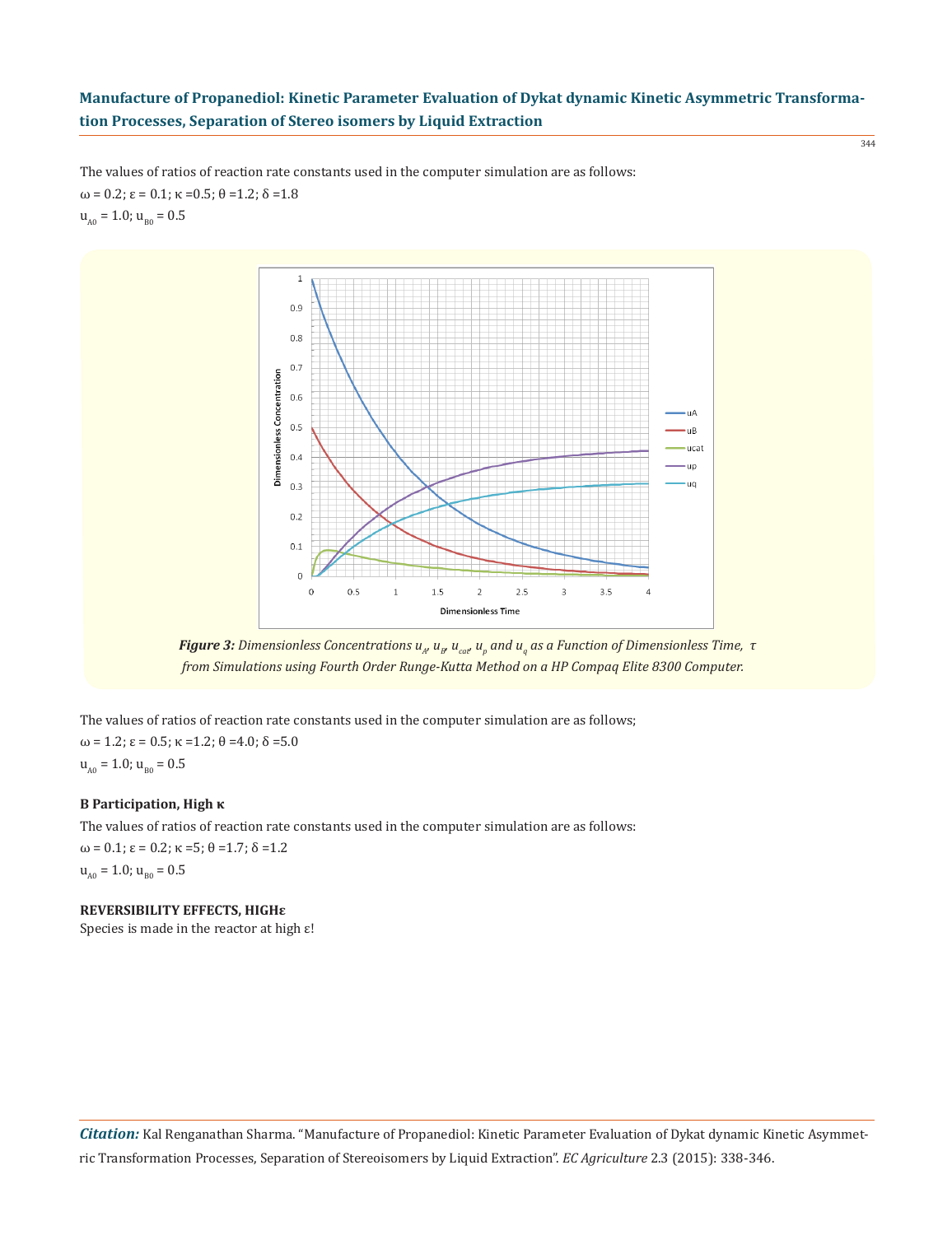The values of ratios of reaction rate constants used in the computer simulation are as follows:

$\omega = 0.2$; $\varepsilon = 0.1$; $\kappa = 0.5$; $\theta = 1.2$; $\delta = 1.8$

$u_{A0} = 1.0$; $u_{B0} = 0.5$

***Figure 3:*** *Dimensionless Concentrations $u_A$, $u_B$, $u_{cat}$, $u_p$ and $u_q$ as a Function of Dimensionless Time, $\tau$ from Simulations using Fourth Order Runge-Kutta Method on a HP Compaq Elite 8300 Computer.*

The values of ratios of reaction rate constants used in the computer simulation are as follows;

$\omega = 1.2$; $\varepsilon = 0.5$; $\kappa = 1.2$; $\theta = 4.0$; $\delta = 5.0$

$u_{A0} = 1.0$; $u_{B0} = 0.5$

**B Participation, High κ**

The values of ratios of reaction rate constants used in the computer simulation are as follows:

$\omega = 0.1$; $\varepsilon = 0.2$; $\kappa = 5$; $\theta = 1.7$; $\delta = 1.2$

$u_{A0} = 1.0$; $u_{B0} = 0.5$

**REVERSIBILITY EFFECTS, HIGHε**

Species is made in the reactor at high ε!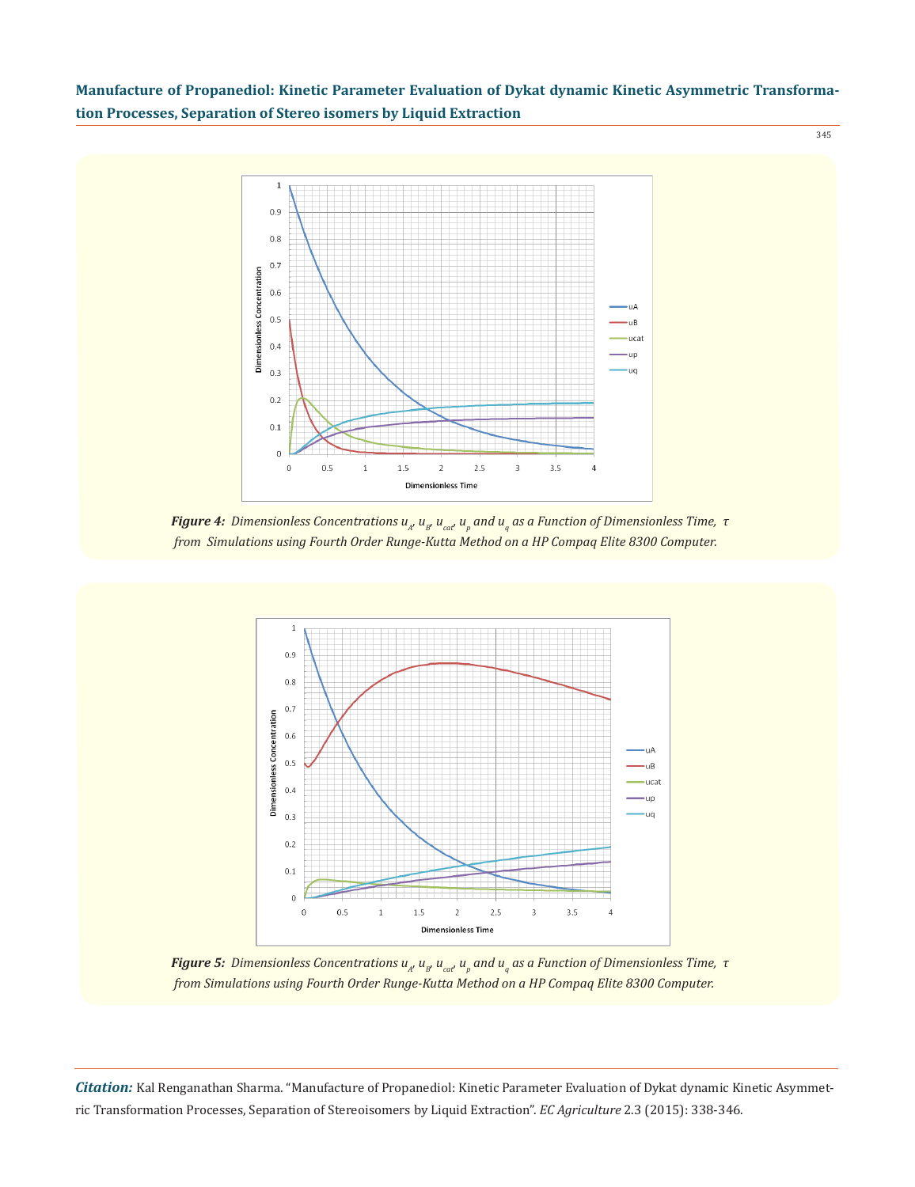**Figure 4:** *Dimensionless Concentrations $u_A$, $u_B$, $u_{cat}$, $u_p$ and $u_q$ as a Function of Dimensionless Time, $\tau$ from Simulations using Fourth Order Runge-Kutta Method on a HP Compaq Elite 8300 Computer.*

**Figure 5:** *Dimensionless Concentrations $u_A$, $u_B$, $u_{cat}$, $u_p$ and $u_q$ as a Function of Dimensionless Time, $\tau$ from Simulations using Fourth Order Runge-Kutta Method on a HP Compaq Elite 8300 Computer.*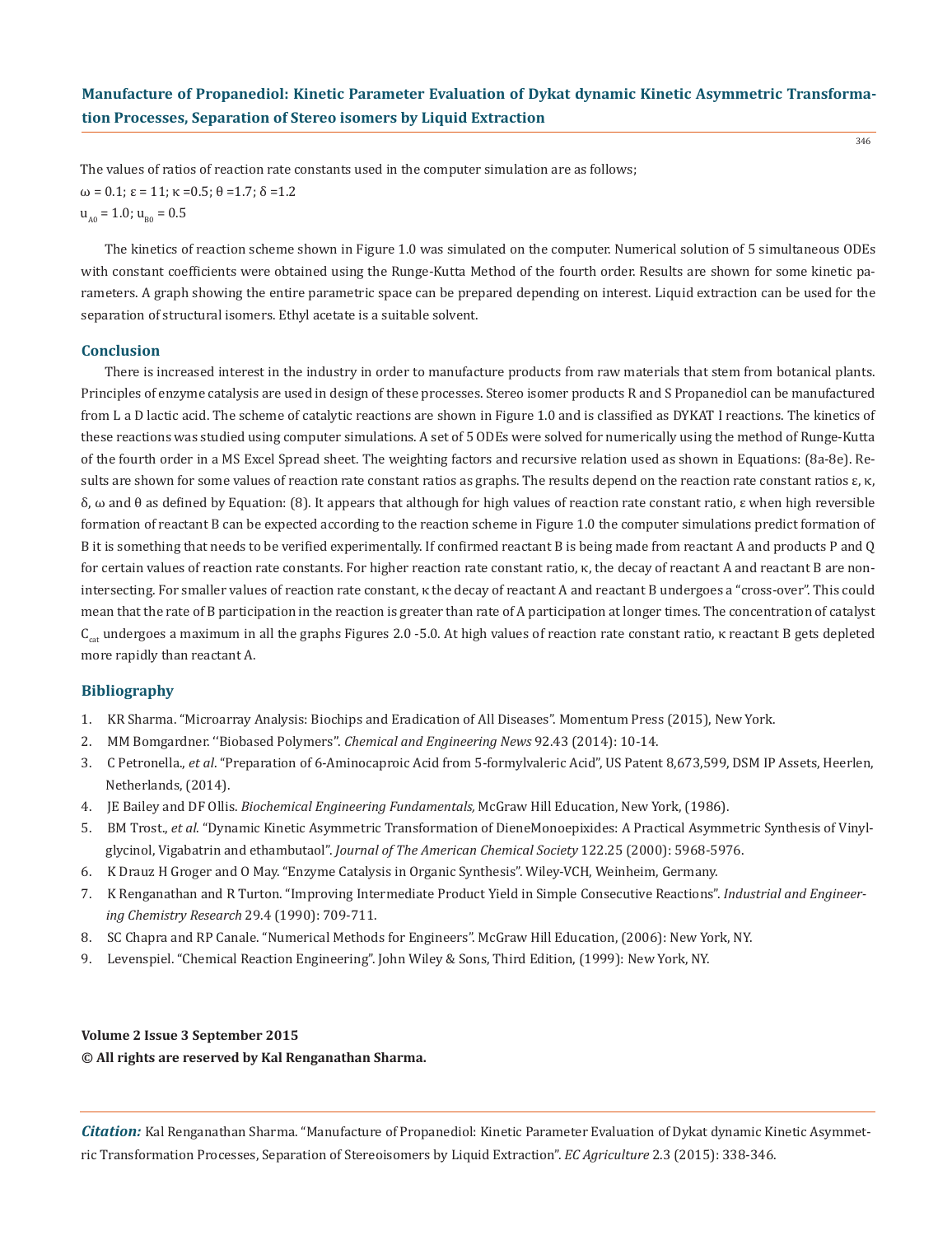The values of ratios of reaction rate constants used in the computer simulation are as follows;

$\omega = 0.1$; $\varepsilon = 11$; $\kappa = 0.5$; $\theta = 1.7$; $\delta = 1.2$

$u_{A0} = 1.0$; $u_{B0} = 0.5$

The kinetics of reaction scheme shown in Figure 1.0 was simulated on the computer. Numerical solution of 5 simultaneous ODEs with constant coefficients were obtained using the Runge-Kutta Method of the fourth order. Results are shown for some kinetic parameters. A graph showing the entire parametric space can be prepared depending on interest. Liquid extraction can be used for the separation of structural isomers. Ethyl acetate is a suitable solvent.

## Conclusion

There is increased interest in the industry in order to manufacture products from raw materials that stem from botanical plants. Principles of enzyme catalysis are used in design of these processes. Stereo isomer products R and S Propanediol can be manufactured from L a D lactic acid. The scheme of catalytic reactions are shown in Figure 1.0 and is classified as DYKAT I reactions. The kinetics of these reactions was studied using computer simulations. A set of 5 ODEs were solved for numerically using the method of Runge-Kutta of the fourth order in a MS Excel Spread sheet. The weighting factors and recursive relation used as shown in Equations: (8a-8e). Results are shown for some values of reaction rate constant ratios as graphs. The results depend on the reaction rate constant ratios $\varepsilon$, $\kappa$, $\delta$, $\omega$ and $\theta$ as defined by Equation: (8). It appears that although for high values of reaction rate constant ratio, $\varepsilon$ when high reversible formation of reactant B can be expected according to the reaction scheme in Figure 1.0 the computer simulations predict formation of B it is something that needs to be verified experimentally. If confirmed reactant B is being made from reactant A and products P and Q for certain values of reaction rate constants. For higher reaction rate constant ratio, $\kappa$, the decay of reactant A and reactant B are non-intersecting. For smaller values of reaction rate constant, $\kappa$ the decay of reactant A and reactant B undergoes a "cross-over". This could mean that the rate of B participation in the reaction is greater than rate of A participation at longer times. The concentration of catalyst $C_{cat}$ undergoes a maximum in all the graphs Figures 2.0 -5.0. At high values of reaction rate constant ratio, $\kappa$ reactant B gets depleted more rapidly than reactant A.

## Bibliography

1. KR Sharma. "Microarray Analysis: Biochips and Eradication of All Diseases". Momentum Press (2015), New York.
2. MM Bomgardner. ''Biobased Polymers". *Chemical and Engineering News* 92.43 (2014): 10-14.
3. C Petronella., *et al*. "Preparation of 6-Aminocaproic Acid from 5-formylvaleric Acid", US Patent 8,673,599, DSM IP Assets, Heerlen, Netherlands, (2014).
4. JE Bailey and DF Ollis. *Biochemical Engineering Fundamentals,* McGraw Hill Education, New York, (1986).
5. BM Trost., *et al*. "Dynamic Kinetic Asymmetric Transformation of DieneMonoepixides: A Practical Asymmetric Synthesis of Vinylglycinol, Vigabatrin and ethambutaol". *Journal of The American Chemical Society* 122.25 (2000): 5968-5976.
6. K Drauz H Groger and O May. "Enzyme Catalysis in Organic Synthesis". Wiley-VCH, Weinheim, Germany.
7. K Renganathan and R Turton. "Improving Intermediate Product Yield in Simple Consecutive Reactions". *Industrial and Engineering Chemistry Research* 29.4 (1990): 709-711.
8. SC Chapra and RP Canale. "Numerical Methods for Engineers". McGraw Hill Education, (2006): New York, NY.
9. Levenspiel. "Chemical Reaction Engineering". John Wiley & Sons, Third Edition, (1999): New York, NY.

**Volume 2 Issue 3 September 2015**
**© All rights are reserved by Kal Renganathan Sharma.**